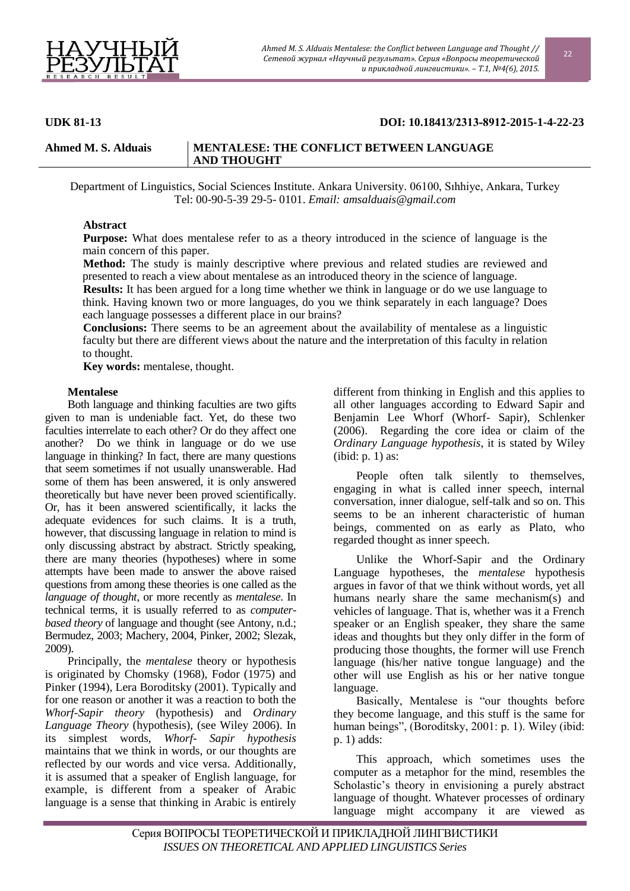**UDK 81-13** **DOI: 10.18413/2313-8912-2015-1-4-22-23**

**Ahmed M. S. Alduais**

# MENTALESE: THE CONFLICT BETWEEN LANGUAGE AND THOUGHT

Department of Linguistics, Social Sciences Institute. Ankara University. 06100, Sıhhiye, Ankara, Turkey
Tel: 00-90-5-39 29-5- 0101. *Email: amsalduais@gmail.com*

**Abstract**

**Purpose:** What does mentalese refer to as a theory introduced in the science of language is the main concern of this paper.

**Method:** The study is mainly descriptive where previous and related studies are reviewed and presented to reach a view about mentalese as an introduced theory in the science of language.

**Results:** It has been argued for a long time whether we think in language or do we use language to think. Having known two or more languages, do you we think separately in each language? Does each language possesses a different place in our brains?

**Conclusions:** There seems to be an agreement about the availability of mentalese as a linguistic faculty but there are different views about the nature and the interpretation of this faculty in relation to thought.

**Key words:** mentalese, thought.

## Mentalese

Both language and thinking faculties are two gifts given to man is undeniable fact. Yet, do these two faculties interrelate to each other? Or do they affect one another? Do we think in language or do we use language in thinking? In fact, there are many questions that seem sometimes if not usually unanswerable. Had some of them has been answered, it is only answered theoretically but have never been proved scientifically. Or, has it been answered scientifically, it lacks the adequate evidences for such claims. It is a truth, however, that discussing language in relation to mind is only discussing abstract by abstract. Strictly speaking, there are many theories (hypotheses) where in some attempts have been made to answer the above raised questions from among these theories is one called as the *language of thought*, or more recently as *mentalese*. In technical terms, it is usually referred to as *computer-based theory* of language and thought (see Antony, n.d.; Bermudez, 2003; Machery, 2004, Pinker, 2002; Slezak, 2009).

Principally, the *mentalese* theory or hypothesis is originated by Chomsky (1968), Fodor (1975) and Pinker (1994), Lera Boroditsky (2001). Typically and for one reason or another it was a reaction to both the *Whorf-Sapir theory* (hypothesis) and *Ordinary Language Theory* (hypothesis), (see Wiley 2006). In its simplest words, *Whorf- Sapir hypothesis* maintains that we think in words, or our thoughts are reflected by our words and vice versa. Additionally, it is assumed that a speaker of English language, for example, is different from a speaker of Arabic language is a sense that thinking in Arabic is entirely different from thinking in English and this applies to all other languages according to Edward Sapir and Benjamin Lee Whorf (Whorf- Sapir), Schlenker (2006). Regarding the core idea or claim of the *Ordinary Language hypothesis*, it is stated by Wiley (ibid: p. 1) as:

> People often talk silently to themselves, engaging in what is called inner speech, internal conversation, inner dialogue, self-talk and so on. This seems to be an inherent characteristic of human beings, commented on as early as Plato, who regarded thought as inner speech.

Unlike the Whorf-Sapir and the Ordinary Language hypotheses, the *mentalese* hypothesis argues in favor of that we think without words, yet all humans nearly share the same mechanism(s) and vehicles of language. That is, whether was it a French speaker or an English speaker, they share the same ideas and thoughts but they only differ in the form of producing those thoughts, the former will use French language (his/her native tongue language) and the other will use English as his or her native tongue language.

Basically, Mentalese is "our thoughts before they become language, and this stuff is the same for human beings", (Boroditsky, 2001: p. 1). Wiley (ibid: p. 1) adds:

> This approach, which sometimes uses the computer as a metaphor for the mind, resembles the Scholastic's theory in envisioning a purely abstract language of thought. Whatever processes of ordinary language might accompany it are viewed as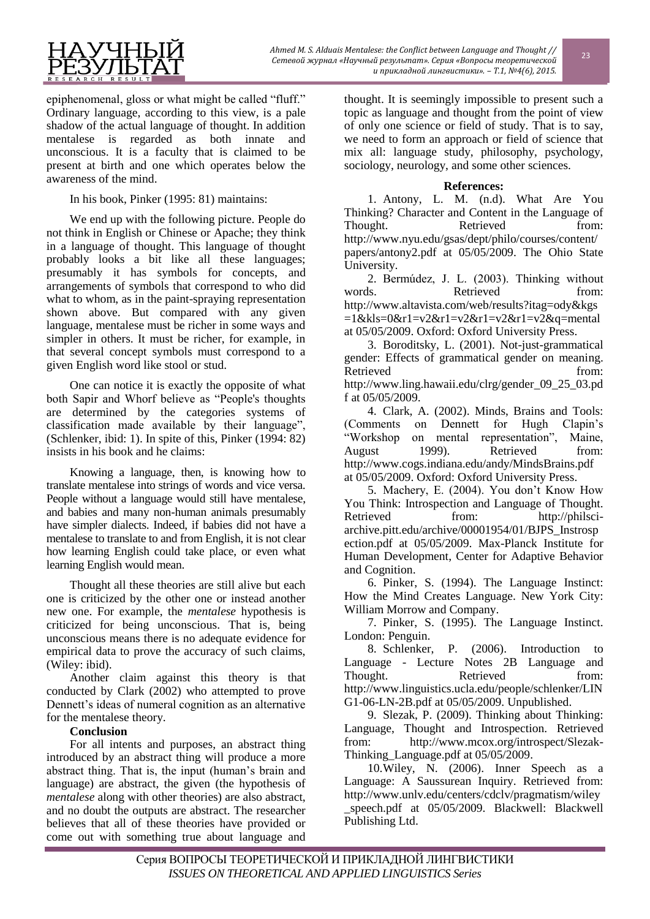epiphenomenal, gloss or what might be called "fluff." Ordinary language, according to this view, is a pale shadow of the actual language of thought. In addition mentalese is regarded as both innate and unconscious. It is a faculty that is claimed to be present at birth and one which operates below the awareness of the mind.

In his book, Pinker (1995: 81) maintains:

We end up with the following picture. People do not think in English or Chinese or Apache; they think in a language of thought. This language of thought probably looks a bit like all these languages; presumably it has symbols for concepts, and arrangements of symbols that correspond to who did what to whom, as in the paint-spraying representation shown above. But compared with any given language, mentalese must be richer in some ways and simpler in others. It must be richer, for example, in that several concept symbols must correspond to a given English word like stool or stud.

One can notice it is exactly the opposite of what both Sapir and Whorf believe as "People's thoughts are determined by the categories systems of classification made available by their language", (Schlenker, ibid: 1). In spite of this, Pinker (1994: 82) insists in his book and he claims:

Knowing a language, then, is knowing how to translate mentalese into strings of words and vice versa. People without a language would still have mentalese, and babies and many non-human animals presumably have simpler dialects. Indeed, if babies did not have a mentalese to translate to and from English, it is not clear how learning English could take place, or even what learning English would mean.

Thought all these theories are still alive but each one is criticized by the other one or instead another new one. For example, the *mentalese* hypothesis is criticized for being unconscious. That is, being unconscious means there is no adequate evidence for empirical data to prove the accuracy of such claims, (Wiley: ibid).

Another claim against this theory is that conducted by Clark (2002) who attempted to prove Dennett's ideas of numeral cognition as an alternative for the mentalese theory.

**Conclusion**

For all intents and purposes, an abstract thing introduced by an abstract thing will produce a more abstract thing. That is, the input (human's brain and language) are abstract, the given (the hypothesis of *mentalese* along with other theories) are also abstract, and no doubt the outputs are abstract. The researcher believes that all of these theories have provided or come out with something true about language and thought. It is seemingly impossible to present such a topic as language and thought from the point of view of only one science or field of study. That is to say, we need to form an approach or field of science that mix all: language study, philosophy, psychology, sociology, neurology, and some other sciences.

**References:**

1. Antony, L. M. (n.d). What Are You Thinking? Character and Content in the Language of Thought. Retrieved from: http://www.nyu.edu/gsas/dept/philo/courses/content/papers/antony2.pdf at 05/05/2009. The Ohio State University.
2. Bermúdez, J. L. (2003). Thinking without words. Retrieved from: http://www.altavista.com/web/results?itag=ody&kgs=1&kls=0&r1=v2&r1=v2&r1=v2&r1=v2&q=mental at 05/05/2009. Oxford: Oxford University Press.
3. Boroditsky, L. (2001). Not-just-grammatical gender: Effects of grammatical gender on meaning. Retrieved from: http://www.ling.hawaii.edu/clrg/gender_09_25_03.pdf at 05/05/2009.
4. Clark, A. (2002). Minds, Brains and Tools: (Comments on Dennett for Hugh Clapin's "Workshop on mental representation", Maine, August 1999). Retrieved from: http://www.cogs.indiana.edu/andy/MindsBrains.pdf at 05/05/2009. Oxford: Oxford University Press.
5. Machery, E. (2004). You don't Know How You Think: Introspection and Language of Thought. Retrieved from: http://philsci-archive.pitt.edu/archive/00001954/01/BJPS_Instrospection.pdf at 05/05/2009. Max-Planck Institute for Human Development, Center for Adaptive Behavior and Cognition.
6. Pinker, S. (1994). The Language Instinct: How the Mind Creates Language. New York City: William Morrow and Company.
7. Pinker, S. (1995). The Language Instinct. London: Penguin.
8. Schlenker, P. (2006). Introduction to Language - Lecture Notes 2B Language and Thought. Retrieved from: http://www.linguistics.ucla.edu/people/schlenker/LING1-06-LN-2B.pdf at 05/05/2009. Unpublished.
9. Slezak, P. (2009). Thinking about Thinking: Language, Thought and Introspection. Retrieved from: http://www.mcox.org/introspect/Slezak-Thinking_Language.pdf at 05/05/2009.
10. Wiley, N. (2006). Inner Speech as a Language: A Saussurean Inquiry. Retrieved from: http://www.unlv.edu/centers/cdclv/pragmatism/wiley_speech.pdf at 05/05/2009. Blackwell: Blackwell Publishing Ltd.